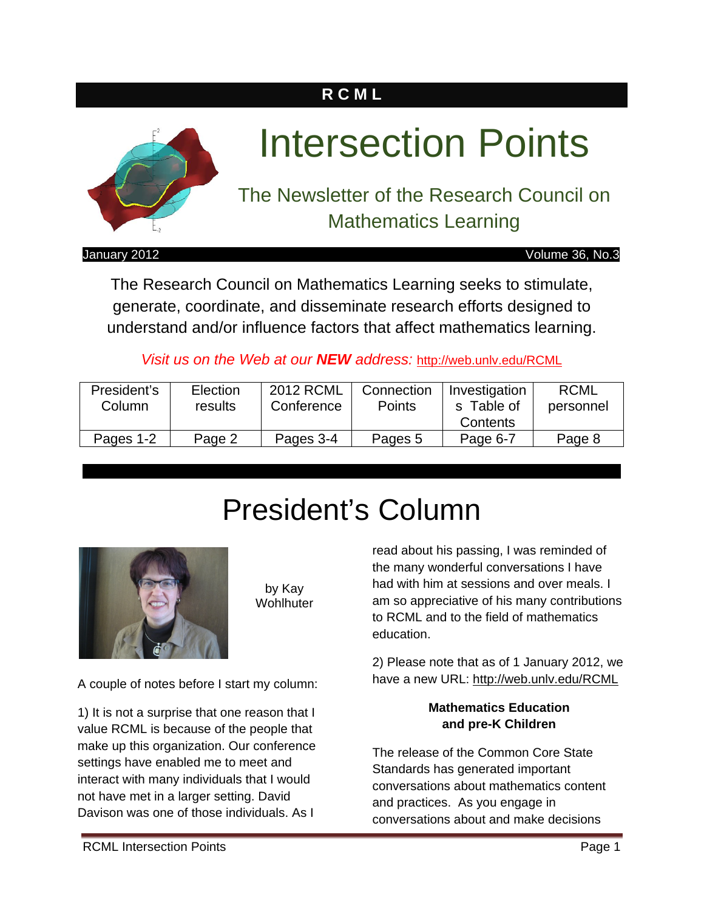**R C M L**

# Intersection Points

## The Newsletter of the Research Council on Mathematics Learning

January 2012 — Volume 36, No.3

The Research Council on Mathematics Learning seeks to stimulate, generate, coordinate, and disseminate research efforts designed to understand and/or influence factors that affect mathematics learning.

*Visit us on the Web at our **NEW** address:* http://web.unlv.edu/RCML

| President's Column | Election results | 2012 RCML Conference | Connection Points | Investigations Table of Contents | RCML personnel |
|---|---|---|---|---|---|
| Pages 1-2 | Page 2 | Pages 3-4 | Pages 5 | Page 6-7 | Page 8 |

# President's Column

by Kay Wohlhuter

A couple of notes before I start my column:

1) It is not a surprise that one reason that I value RCML is because of the people that make up this organization. Our conference settings have enabled me to meet and interact with many individuals that I would not have met in a larger setting. David Davison was one of those individuals. As I read about his passing, I was reminded of the many wonderful conversations I have had with him at sessions and over meals. I am so appreciative of his many contributions to RCML and to the field of mathematics education.

2) Please note that as of 1 January 2012, we have a new URL: http://web.unlv.edu/RCML

### Mathematics Education and pre-K Children

The release of the Common Core State Standards has generated important conversations about mathematics content and practices. As you engage in conversations about and make decisions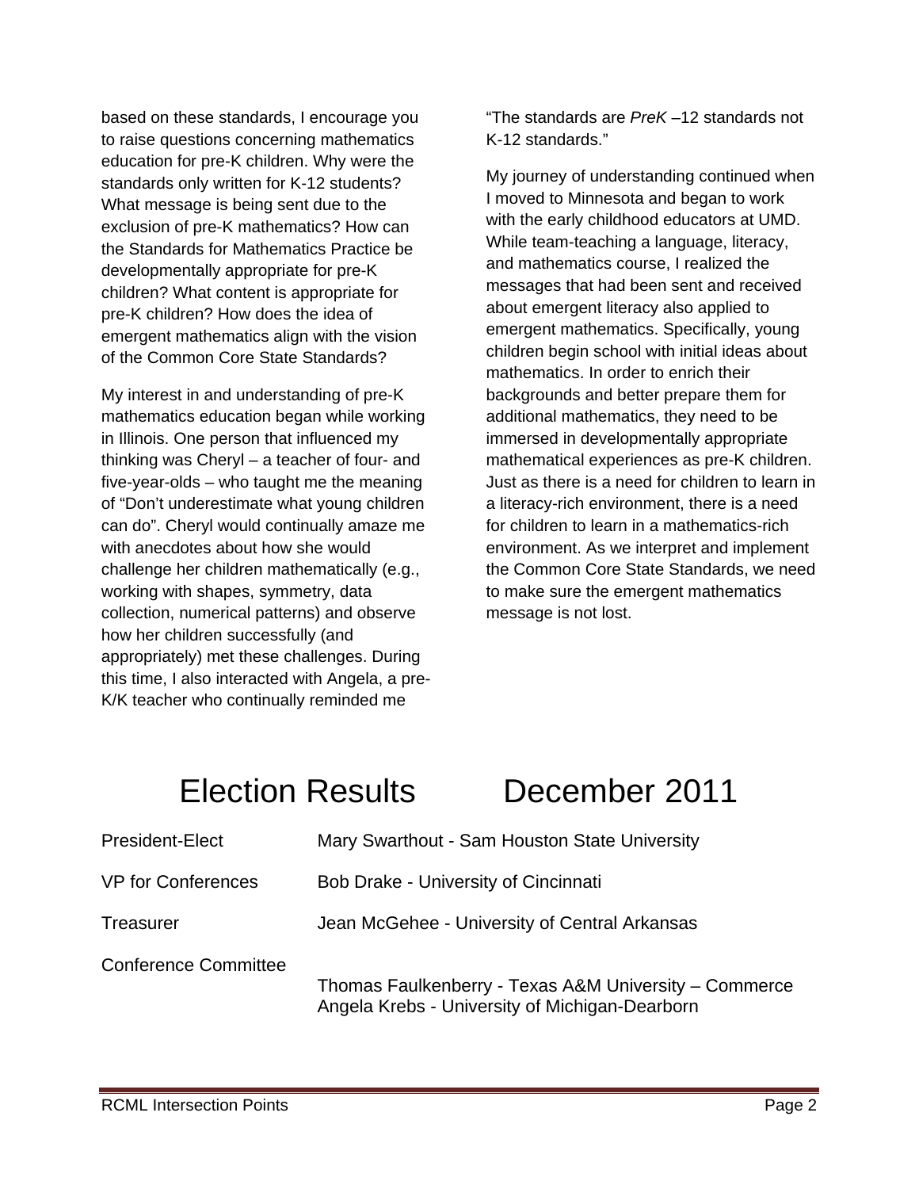based on these standards, I encourage you to raise questions concerning mathematics education for pre-K children. Why were the standards only written for K-12 students? What message is being sent due to the exclusion of pre-K mathematics? How can the Standards for Mathematics Practice be developmentally appropriate for pre-K children? What content is appropriate for pre-K children? How does the idea of emergent mathematics align with the vision of the Common Core State Standards?

My interest in and understanding of pre-K mathematics education began while working in Illinois. One person that influenced my thinking was Cheryl – a teacher of four- and five-year-olds – who taught me the meaning of "Don't underestimate what young children can do". Cheryl would continually amaze me with anecdotes about how she would challenge her children mathematically (e.g., working with shapes, symmetry, data collection, numerical patterns) and observe how her children successfully (and appropriately) met these challenges. During this time, I also interacted with Angela, a pre-K/K teacher who continually reminded me "The standards are *PreK* –12 standards not K-12 standards."

My journey of understanding continued when I moved to Minnesota and began to work with the early childhood educators at UMD. While team-teaching a language, literacy, and mathematics course, I realized the messages that had been sent and received about emergent literacy also applied to emergent mathematics. Specifically, young children begin school with initial ideas about mathematics. In order to enrich their backgrounds and better prepare them for additional mathematics, they need to be immersed in developmentally appropriate mathematical experiences as pre-K children. Just as there is a need for children to learn in a literacy-rich environment, there is a need for children to learn in a mathematics-rich environment. As we interpret and implement the Common Core State Standards, we need to make sure the emergent mathematics message is not lost.

# Election Results December 2011

| | |
|---|---|
| President-Elect | Mary Swarthout - Sam Houston State University |
| VP for Conferences | Bob Drake - University of Cincinnati |
| Treasurer | Jean McGehee - University of Central Arkansas |
| Conference Committee | Thomas Faulkenberry - Texas A&M University – Commerce<br>Angela Krebs - University of Michigan-Dearborn |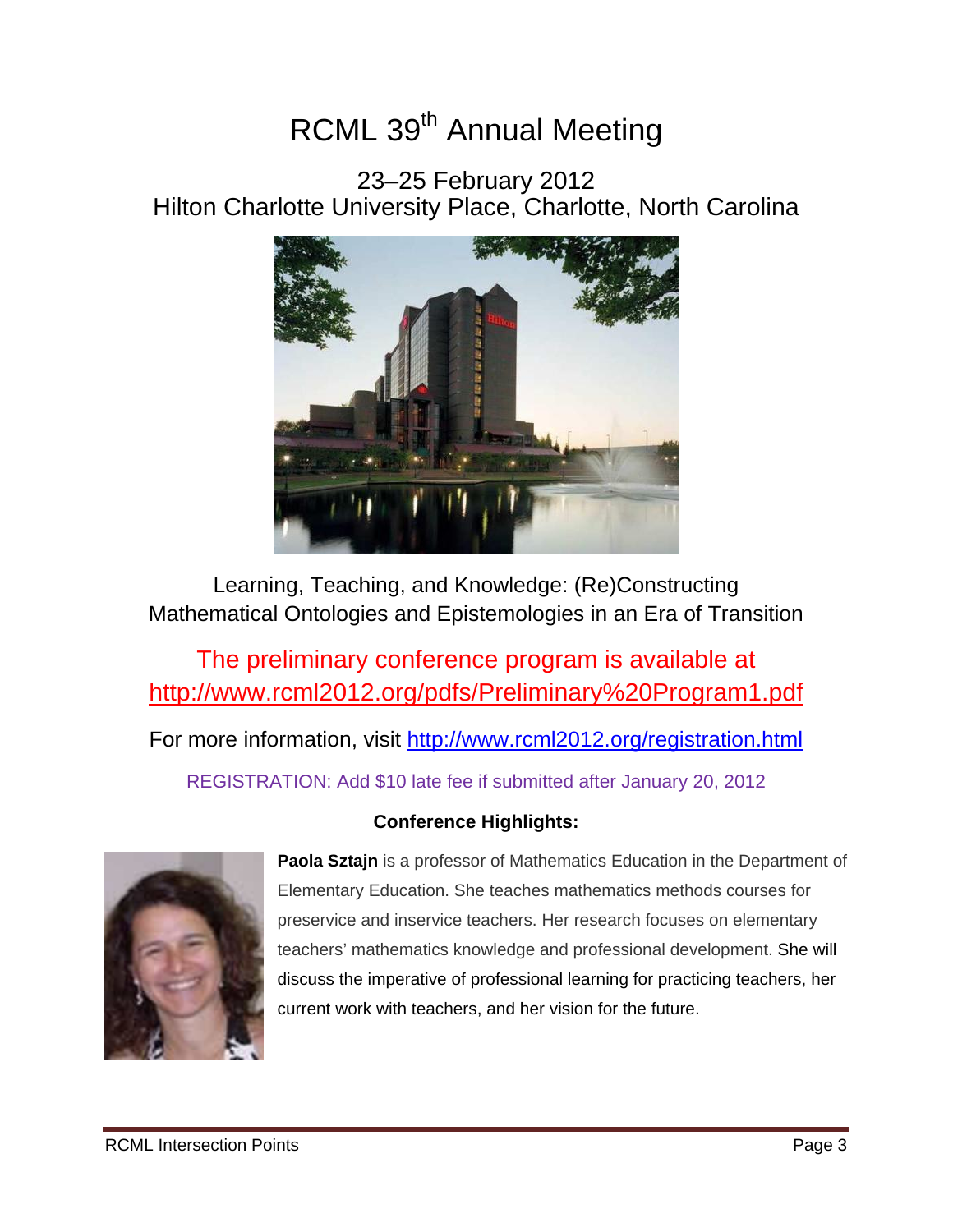# RCML 39th Annual Meeting

## 23–25 February 2012
## Hilton Charlotte University Place, Charlotte, North Carolina

Learning, Teaching, and Knowledge: (Re)Constructing Mathematical Ontologies and Epistemologies in an Era of Transition

The preliminary conference program is available at http://www.rcml2012.org/pdfs/Preliminary%20Program1.pdf

For more information, visit http://www.rcml2012.org/registration.html

REGISTRATION: Add $10 late fee if submitted after January 20, 2012

**Conference Highlights:**

**Paola Sztajn** is a professor of Mathematics Education in the Department of Elementary Education. She teaches mathematics methods courses for preservice and inservice teachers. Her research focuses on elementary teachers' mathematics knowledge and professional development. She will discuss the imperative of professional learning for practicing teachers, her current work with teachers, and her vision for the future.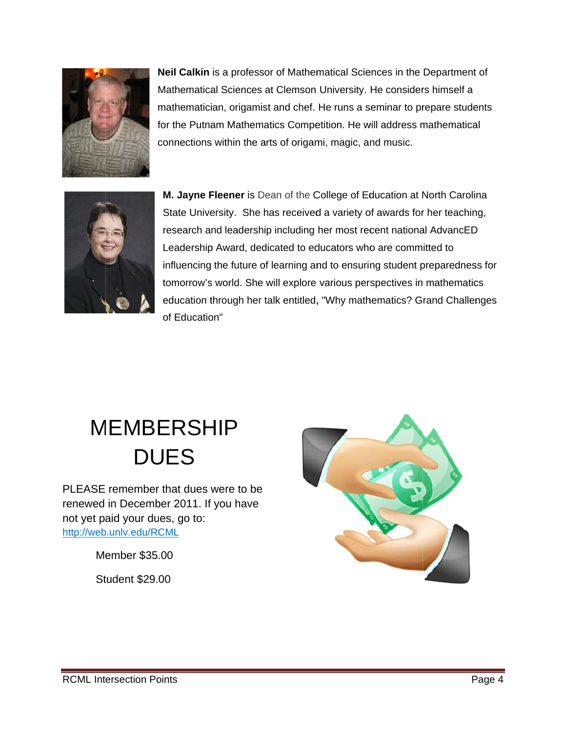**Neil Calkin** is a professor of Mathematical Sciences in the Department of Mathematical Sciences at Clemson University. He considers himself a mathematician, origamist and chef. He runs a seminar to prepare students for the Putnam Mathematics Competition. He will address mathematical connections within the arts of origami, magic, and music.

**M. Jayne Fleener** is Dean of the College of Education at North Carolina State University. She has received a variety of awards for her teaching, research and leadership including her most recent national AdvancED Leadership Award, dedicated to educators who are committed to influencing the future of learning and to ensuring student preparedness for tomorrow's world. She will explore various perspectives in mathematics education through her talk entitled, "Why mathematics? Grand Challenges of Education"

# MEMBERSHIP DUES

PLEASE remember that dues were to be renewed in December 2011. If you have not yet paid your dues, go to: http://web.unlv.edu/RCML

Member $35.00

Student $29.00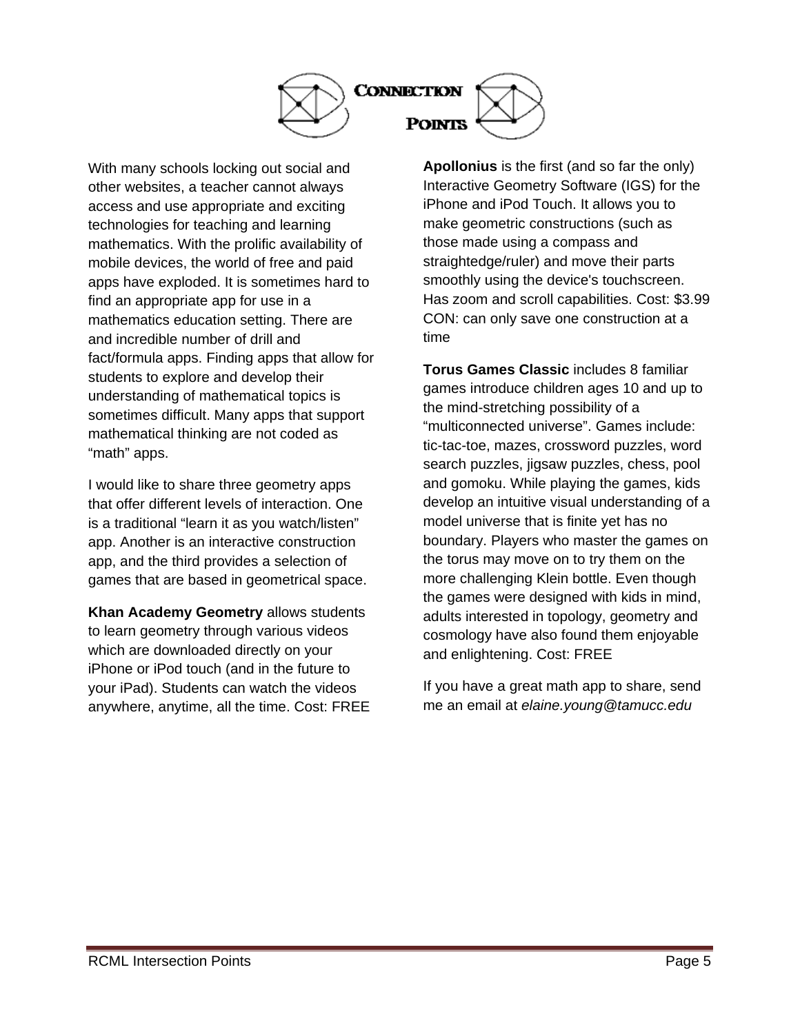# Connection Points

With many schools locking out social and other websites, a teacher cannot always access and use appropriate and exciting technologies for teaching and learning mathematics. With the prolific availability of mobile devices, the world of free and paid apps have exploded. It is sometimes hard to find an appropriate app for use in a mathematics education setting. There are and incredible number of drill and fact/formula apps. Finding apps that allow for students to explore and develop their understanding of mathematical topics is sometimes difficult. Many apps that support mathematical thinking are not coded as "math" apps.

I would like to share three geometry apps that offer different levels of interaction. One is a traditional "learn it as you watch/listen" app. Another is an interactive construction app, and the third provides a selection of games that are based in geometrical space.

**Khan Academy Geometry** allows students to learn geometry through various videos which are downloaded directly on your iPhone or iPod touch (and in the future to your iPad). Students can watch the videos anywhere, anytime, all the time. Cost: FREE

**Apollonius** is the first (and so far the only) Interactive Geometry Software (IGS) for the iPhone and iPod Touch. It allows you to make geometric constructions (such as those made using a compass and straightedge/ruler) and move their parts smoothly using the device's touchscreen. Has zoom and scroll capabilities. Cost: $3.99 CON: can only save one construction at a time

**Torus Games Classic** includes 8 familiar games introduce children ages 10 and up to the mind-stretching possibility of a "multiconnected universe". Games include: tic-tac-toe, mazes, crossword puzzles, word search puzzles, jigsaw puzzles, chess, pool and gomoku. While playing the games, kids develop an intuitive visual understanding of a model universe that is finite yet has no boundary. Players who master the games on the torus may move on to try them on the more challenging Klein bottle. Even though the games were designed with kids in mind, adults interested in topology, geometry and cosmology have also found them enjoyable and enlightening. Cost: FREE

If you have a great math app to share, send me an email at *elaine.young@tamucc.edu*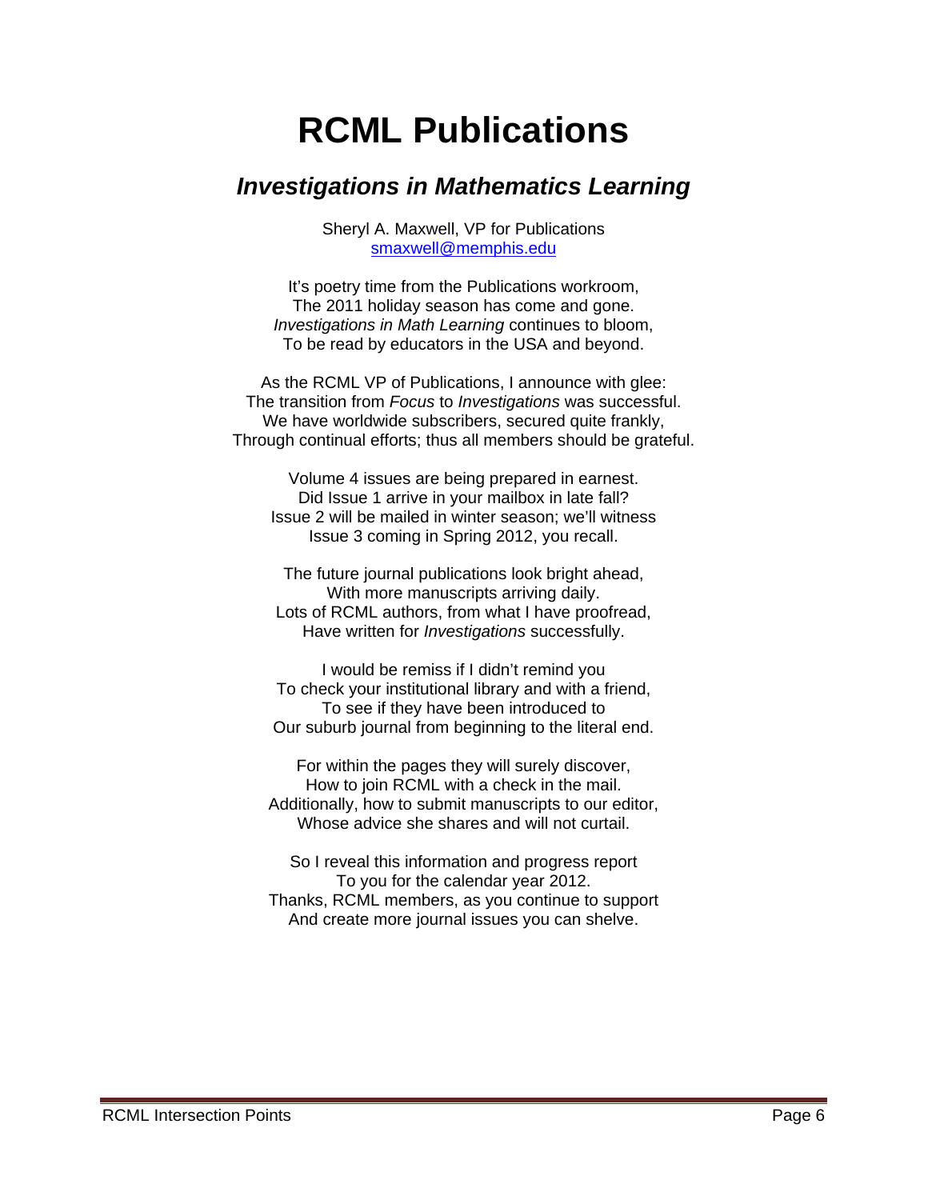# RCML Publications

## *Investigations in Mathematics Learning*

Sheryl A. Maxwell, VP for Publications
smaxwell@memphis.edu

It's poetry time from the Publications workroom,
The 2011 holiday season has come and gone.
*Investigations in Math Learning* continues to bloom,
To be read by educators in the USA and beyond.

As the RCML VP of Publications, I announce with glee:
The transition from *Focus* to *Investigations* was successful.
We have worldwide subscribers, secured quite frankly,
Through continual efforts; thus all members should be grateful.

Volume 4 issues are being prepared in earnest.
Did Issue 1 arrive in your mailbox in late fall?
Issue 2 will be mailed in winter season; we'll witness
Issue 3 coming in Spring 2012, you recall.

The future journal publications look bright ahead,
With more manuscripts arriving daily.
Lots of RCML authors, from what I have proofread,
Have written for *Investigations* successfully.

I would be remiss if I didn't remind you
To check your institutional library and with a friend,
To see if they have been introduced to
Our suburb journal from beginning to the literal end.

For within the pages they will surely discover,
How to join RCML with a check in the mail.
Additionally, how to submit manuscripts to our editor,
Whose advice she shares and will not curtail.

So I reveal this information and progress report
To you for the calendar year 2012.
Thanks, RCML members, as you continue to support
And create more journal issues you can shelve.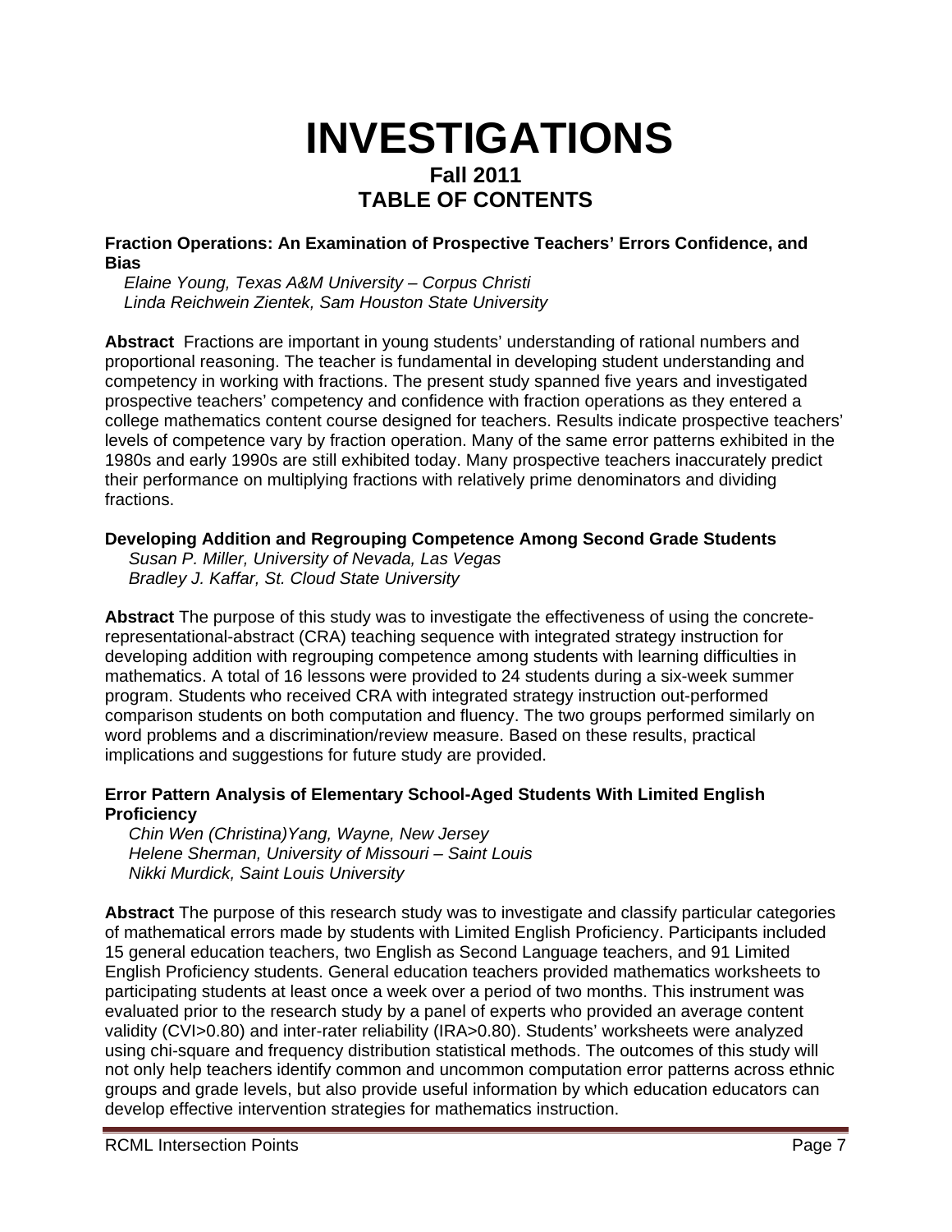# INVESTIGATIONS

## Fall 2011
## TABLE OF CONTENTS

**Fraction Operations: An Examination of Prospective Teachers' Errors Confidence, and Bias**

*Elaine Young, Texas A&M University – Corpus Christi*
*Linda Reichwein Zientek, Sam Houston State University*

**Abstract** Fractions are important in young students' understanding of rational numbers and proportional reasoning. The teacher is fundamental in developing student understanding and competency in working with fractions. The present study spanned five years and investigated prospective teachers' competency and confidence with fraction operations as they entered a college mathematics content course designed for teachers. Results indicate prospective teachers' levels of competence vary by fraction operation. Many of the same error patterns exhibited in the 1980s and early 1990s are still exhibited today. Many prospective teachers inaccurately predict their performance on multiplying fractions with relatively prime denominators and dividing fractions.

**Developing Addition and Regrouping Competence Among Second Grade Students**

*Susan P. Miller, University of Nevada, Las Vegas*
*Bradley J. Kaffar, St. Cloud State University*

**Abstract** The purpose of this study was to investigate the effectiveness of using the concrete-representational-abstract (CRA) teaching sequence with integrated strategy instruction for developing addition with regrouping competence among students with learning difficulties in mathematics. A total of 16 lessons were provided to 24 students during a six-week summer program. Students who received CRA with integrated strategy instruction out-performed comparison students on both computation and fluency. The two groups performed similarly on word problems and a discrimination/review measure. Based on these results, practical implications and suggestions for future study are provided.

**Error Pattern Analysis of Elementary School-Aged Students With Limited English Proficiency**

*Chin Wen (Christina)Yang, Wayne, New Jersey*
*Helene Sherman, University of Missouri – Saint Louis*
*Nikki Murdick, Saint Louis University*

**Abstract** The purpose of this research study was to investigate and classify particular categories of mathematical errors made by students with Limited English Proficiency. Participants included 15 general education teachers, two English as Second Language teachers, and 91 Limited English Proficiency students. General education teachers provided mathematics worksheets to participating students at least once a week over a period of two months. This instrument was evaluated prior to the research study by a panel of experts who provided an average content validity (CVI>0.80) and inter-rater reliability (IRA>0.80). Students' worksheets were analyzed using chi-square and frequency distribution statistical methods. The outcomes of this study will not only help teachers identify common and uncommon computation error patterns across ethnic groups and grade levels, but also provide useful information by which education educators can develop effective intervention strategies for mathematics instruction.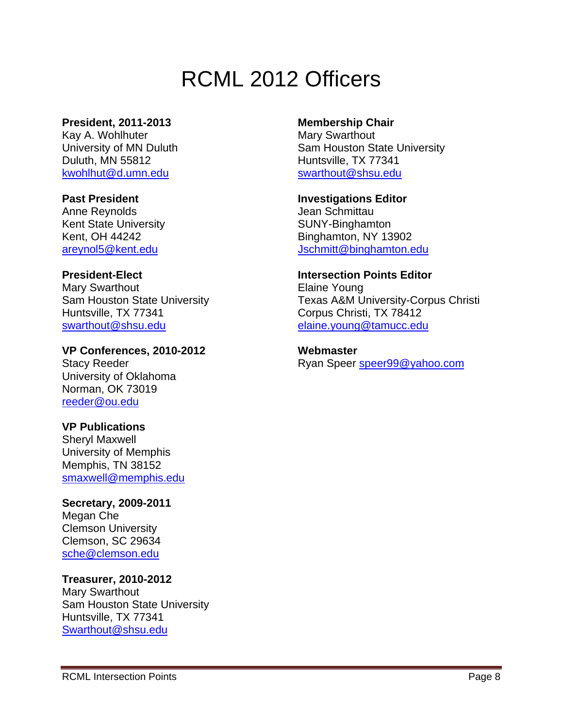# RCML 2012 Officers

**President, 2011-2013**
Kay A. Wohlhuter
University of MN Duluth
Duluth, MN 55812
kwohlhut@d.umn.edu

**Past President**
Anne Reynolds
Kent State University
Kent, OH 44242
areynol5@kent.edu

**President-Elect**
Mary Swarthout
Sam Houston State University
Huntsville, TX 77341
swarthout@shsu.edu

**VP Conferences, 2010-2012**
Stacy Reeder
University of Oklahoma
Norman, OK 73019
reeder@ou.edu

**VP Publications**
Sheryl Maxwell
University of Memphis
Memphis, TN 38152
smaxwell@memphis.edu

**Secretary, 2009-2011**
Megan Che
Clemson University
Clemson, SC 29634
sche@clemson.edu

**Treasurer, 2010-2012**
Mary Swarthout
Sam Houston State University
Huntsville, TX 77341
Swarthout@shsu.edu

**Membership Chair**
Mary Swarthout
Sam Houston State University
Huntsville, TX 77341
swarthout@shsu.edu

**Investigations Editor**
Jean Schmittau
SUNY-Binghamton
Binghamton, NY 13902
Jschmitt@binghamton.edu

**Intersection Points Editor**
Elaine Young
Texas A&M University-Corpus Christi
Corpus Christi, TX 78412
elaine.young@tamucc.edu

**Webmaster**
Ryan Speer speer99@yahoo.com